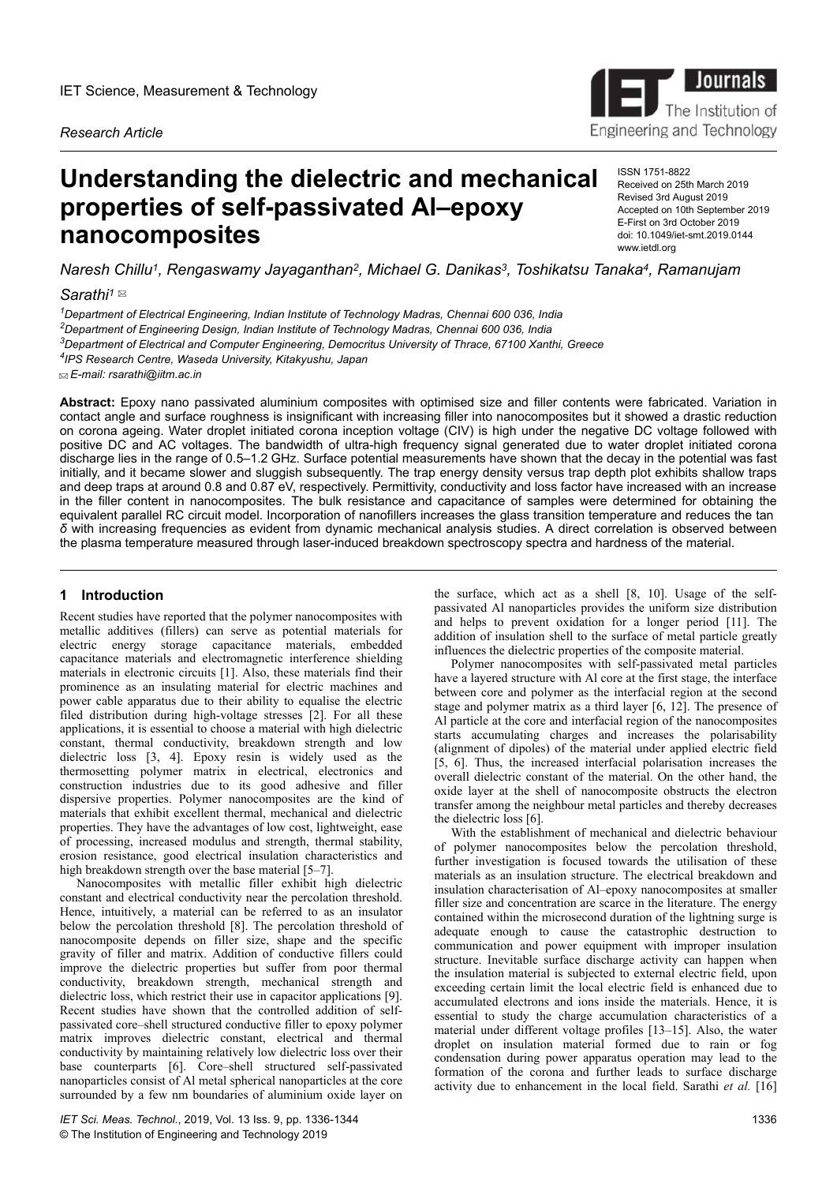Research Article

# Understanding the dielectric and mechanical properties of self-passivated Al–epoxy nanocomposites

ISSN 1751-8822
Received on 25th March 2019
Revised 3rd August 2019
Accepted on 10th September 2019
E-First on 3rd October 2019
doi: 10.1049/iet-smt.2019.0144
www.ietdl.org

*Naresh Chillu[1], Rengaswamy Jayaganthan[2], Michael G. Danikas[3], Toshikatsu Tanaka[4], Ramanujam Sarathi[1]* ✉

[1]Department of Electrical Engineering, Indian Institute of Technology Madras, Chennai 600 036, India
[2]Department of Engineering Design, Indian Institute of Technology Madras, Chennai 600 036, India
[3]Department of Electrical and Computer Engineering, Democritus University of Thrace, 67100 Xanthi, Greece
[4]IPS Research Centre, Waseda University, Kitakyushu, Japan
✉ E-mail: rsarathi@iitm.ac.in

**Abstract:** Epoxy nano passivated aluminium composites with optimised size and filler contents were fabricated. Variation in contact angle and surface roughness is insignificant with increasing filler into nanocomposites but it showed a drastic reduction on corona ageing. Water droplet initiated corona inception voltage (CIV) is high under the negative DC voltage followed with positive DC and AC voltages. The bandwidth of ultra-high frequency signal generated due to water droplet initiated corona discharge lies in the range of 0.5–1.2 GHz. Surface potential measurements have shown that the decay in the potential was fast initially, and it became slower and sluggish subsequently. The trap energy density versus trap depth plot exhibits shallow traps and deep traps at around 0.8 and 0.87 eV, respectively. Permittivity, conductivity and loss factor have increased with an increase in the filler content in nanocomposites. The bulk resistance and capacitance of samples were determined for obtaining the equivalent parallel RC circuit model. Incorporation of nanofillers increases the glass transition temperature and reduces the tan $\delta$ with increasing frequencies as evident from dynamic mechanical analysis studies. A direct correlation is observed between the plasma temperature measured through laser-induced breakdown spectroscopy spectra and hardness of the material.

## 1 Introduction

Recent studies have reported that the polymer nanocomposites with metallic additives (fillers) can serve as potential materials for electric energy storage capacitance materials, embedded capacitance materials and electromagnetic interference shielding materials in electronic circuits [1]. Also, these materials find their prominence as an insulating material for electric machines and power cable apparatus due to their ability to equalise the electric filed distribution during high-voltage stresses [2]. For all these applications, it is essential to choose a material with high dielectric constant, thermal conductivity, breakdown strength and low dielectric loss [3, 4]. Epoxy resin is widely used as the thermosetting polymer matrix in electrical, electronics and construction industries due to its good adhesive and filler dispersive properties. Polymer nanocomposites are the kind of materials that exhibit excellent thermal, mechanical and dielectric properties. They have the advantages of low cost, lightweight, ease of processing, increased modulus and strength, thermal stability, erosion resistance, good electrical insulation characteristics and high breakdown strength over the base material [5–7].

Nanocomposites with metallic filler exhibit high dielectric constant and electrical conductivity near the percolation threshold. Hence, intuitively, a material can be referred to as an insulator below the percolation threshold [8]. The percolation threshold of nanocomposite depends on filler size, shape and the specific gravity of filler and matrix. Addition of conductive fillers could improve the dielectric properties but suffer from poor thermal conductivity, breakdown strength, mechanical strength and dielectric loss, which restrict their use in capacitor applications [9]. Recent studies have shown that the controlled addition of self-passivated core–shell structured conductive filler to epoxy polymer matrix improves dielectric constant, electrical and thermal conductivity by maintaining relatively low dielectric loss over their base counterparts [6]. Core–shell structured self-passivated nanoparticles consist of Al metal spherical nanoparticles at the core surrounded by a few nm boundaries of aluminium oxide layer on the surface, which act as a shell [8, 10]. Usage of the self-passivated Al nanoparticles provides the uniform size distribution and helps to prevent oxidation for a longer period [11]. The addition of insulation shell to the surface of metal particle greatly influences the dielectric properties of the composite material.

Polymer nanocomposites with self-passivated metal particles have a layered structure with Al core at the first stage, the interface between core and polymer as the interfacial region at the second stage and polymer matrix as a third layer [6, 12]. The presence of Al particle at the core and interfacial region of the nanocomposites starts accumulating charges and increases the polarisability (alignment of dipoles) of the material under applied electric field [5, 6]. Thus, the increased interfacial polarisation increases the overall dielectric constant of the material. On the other hand, the oxide layer at the shell of nanocomposite obstructs the electron transfer among the neighbour metal particles and thereby decreases the dielectric loss [6].

With the establishment of mechanical and dielectric behaviour of polymer nanocomposites below the percolation threshold, further investigation is focused towards the utilisation of these materials as an insulation structure. The electrical breakdown and insulation characterisation of Al–epoxy nanocomposites at smaller filler size and concentration are scarce in the literature. The energy contained within the microsecond duration of the lightning surge is adequate enough to cause the catastrophic destruction to communication and power equipment with improper insulation structure. Inevitable surface discharge activity can happen when the insulation material is subjected to external electric field, upon exceeding certain limit the local electric field is enhanced due to accumulated electrons and ions inside the materials. Hence, it is essential to study the charge accumulation characteristics of a material under different voltage profiles [13–15]. Also, the water droplet on insulation material formed due to rain or fog condensation during power apparatus operation may lead to the formation of the corona and further leads to surface discharge activity due to enhancement in the local field. Sarathi *et al.* [16]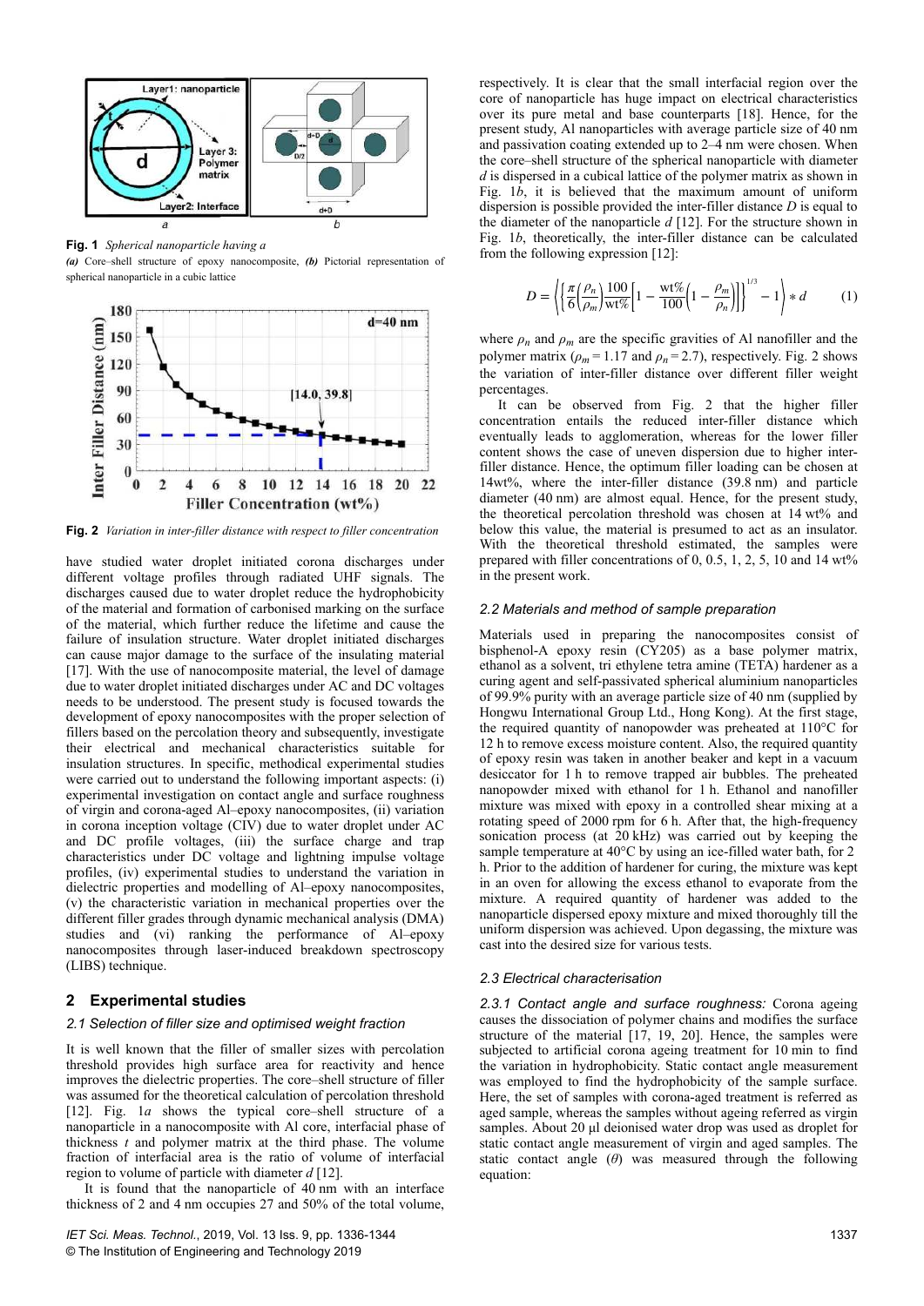Fig. 1 *Spherical nanoparticle having a*

***(a)*** Core–shell structure of epoxy nanocomposite, ***(b)*** Pictorial representation of spherical nanoparticle in a cubic lattice

Fig. 2 *Variation in inter-filler distance with respect to filler concentration*

have studied water droplet initiated corona discharges under different voltage profiles through radiated UHF signals. The discharges caused due to water droplet reduce the hydrophobicity of the material and formation of carbonised marking on the surface of the material, which further reduce the lifetime and cause the failure of insulation structure. Water droplet initiated discharges can cause major damage to the surface of the insulating material [17]. With the use of nanocomposite material, the level of damage due to water droplet initiated discharges under AC and DC voltages needs to be understood. The present study is focused towards the development of epoxy nanocomposites with the proper selection of fillers based on the percolation theory and subsequently, investigate their electrical and mechanical characteristics suitable for insulation structures. In specific, methodical experimental studies were carried out to understand the following important aspects: (i) experimental investigation on contact angle and surface roughness of virgin and corona-aged Al–epoxy nanocomposites, (ii) variation in corona inception voltage (CIV) due to water droplet under AC and DC profile voltages, (iii) the surface charge and trap characteristics under DC voltage and lightning impulse voltage profiles, (iv) experimental studies to understand the variation in dielectric properties and modelling of Al–epoxy nanocomposites, (v) the characteristic variation in mechanical properties over the different filler grades through dynamic mechanical analysis (DMA) studies and (vi) ranking the performance of Al–epoxy nanocomposites through laser-induced breakdown spectroscopy (LIBS) technique.

## 2 Experimental studies

### 2.1 Selection of filler size and optimised weight fraction

It is well known that the filler of smaller sizes with percolation threshold provides high surface area for reactivity and hence improves the dielectric properties. The core–shell structure of the filler was assumed for the theoretical calculation of percolation threshold [12]. Fig. 1*a* shows the typical core–shell structure of a nanoparticle in a nanocomposite with Al core, interfacial phase of thickness *t* and polymer matrix at the third phase. The volume fraction of interfacial area is the ratio of volume of interfacial region to volume of particle with diameter *d* [12].

It is found that the nanoparticle of 40 nm with an interface thickness of 2 and 4 nm occupies 27 and 50% of the total volume, respectively. It is clear that the small interfacial region over the core of nanoparticle has huge impact on electrical characteristics over its pure metal and base counterparts [18]. Hence, for the present study, Al nanoparticles with average particle size of 40 nm and passivation coating extended up to 2–4 nm were chosen. When the core–shell structure of the spherical nanoparticle with diameter *d* is dispersed in a cubical lattice of the polymer matrix as shown in Fig. 1*b*, it is believed that the maximum amount of uniform dispersion is possible provided the inter-filler distance *D* is equal to the diameter of the nanoparticle *d* [12]. For the structure shown in Fig. 1*b*, theoretically, the inter-filler distance can be calculated from the following expression [12]:

$$D = \left\langle \left\{ \frac{\pi}{6}\left(\frac{\rho_n}{\rho_m}\right)\frac{100}{\text{wt\%}}\left[1 - \frac{\text{wt\%}}{100}\left(1 - \frac{\rho_m}{\rho_n}\right)\right]\right\}^{1/3} - 1 \right\rangle * d \qquad (1)$$

where $\rho_n$ and $\rho_m$ are the specific gravities of Al nanofiller and the polymer matrix ($\rho_m = 1.17$ and $\rho_n = 2.7$), respectively. Fig. 2 shows the variation of inter-filler distance over different filler weight percentages.

It can be observed from Fig. 2 that the higher filler concentration entails the reduced inter-filler distance which eventually leads to agglomeration, whereas for the lower filler content shows the case of uneven dispersion due to higher inter-filler distance. Hence, the optimum filler loading can be chosen at 14wt%, where the inter-filler distance (39.8 nm) and particle diameter (40 nm) are almost equal. Hence, for the present study, the theoretical percolation threshold was chosen at 14 wt% and below this value, the material is presumed to act as an insulator. With the theoretical threshold estimated, the samples were prepared with filler concentrations of 0, 0.5, 1, 2, 5, 10 and 14 wt% in the present work.

### 2.2 Materials and method of sample preparation

Materials used in preparing the nanocomposites consist of bisphenol-A epoxy resin (CY205) as a base polymer matrix, ethanol as a solvent, tri ethylene tetra amine (TETA) hardener as a curing agent and self-passivated spherical aluminium nanoparticles of 99.9% purity with an average particle size of 40 nm (supplied by Hongwu International Group Ltd., Hong Kong). At the first stage, the required quantity of nanopowder was preheated at 110°C for 12 h to remove excess moisture content. Also, the required quantity of epoxy resin was taken in another beaker and kept in a vacuum desiccator for 1 h to remove trapped air bubbles. The preheated nanopowder mixed with ethanol for 1 h. Ethanol and nanofiller mixture was mixed with epoxy in a controlled shear mixing at a rotating speed of 2000 rpm for 6 h. After that, the high-frequency sonication process (at 20 kHz) was carried out by keeping the sample temperature at 40°C by using an ice-filled water bath, for 2 h. Prior to the addition of hardener for curing, the mixture was kept in an oven for allowing the excess ethanol to evaporate from the mixture. A required quantity of hardener was added to the nanoparticle dispersed epoxy mixture and mixed thoroughly till the uniform dispersion was achieved. Upon degassing, the mixture was cast into the desired size for various tests.

### 2.3 Electrical characterisation

*2.3.1 Contact angle and surface roughness:* Corona ageing causes the dissociation of polymer chains and modifies the surface structure of the material [17, 19, 20]. Hence, the samples were subjected to artificial corona ageing treatment for 10 min to find the variation in hydrophobicity. Static contact angle measurement was employed to find the hydrophobicity of the sample surface. Here, the set of samples with corona-aged treatment is referred as aged sample, whereas the samples without ageing referred as virgin samples. About 20 µl deionised water drop was used as droplet for static contact angle measurement of virgin and aged samples. The static contact angle ($\theta$) was measured through the following equation: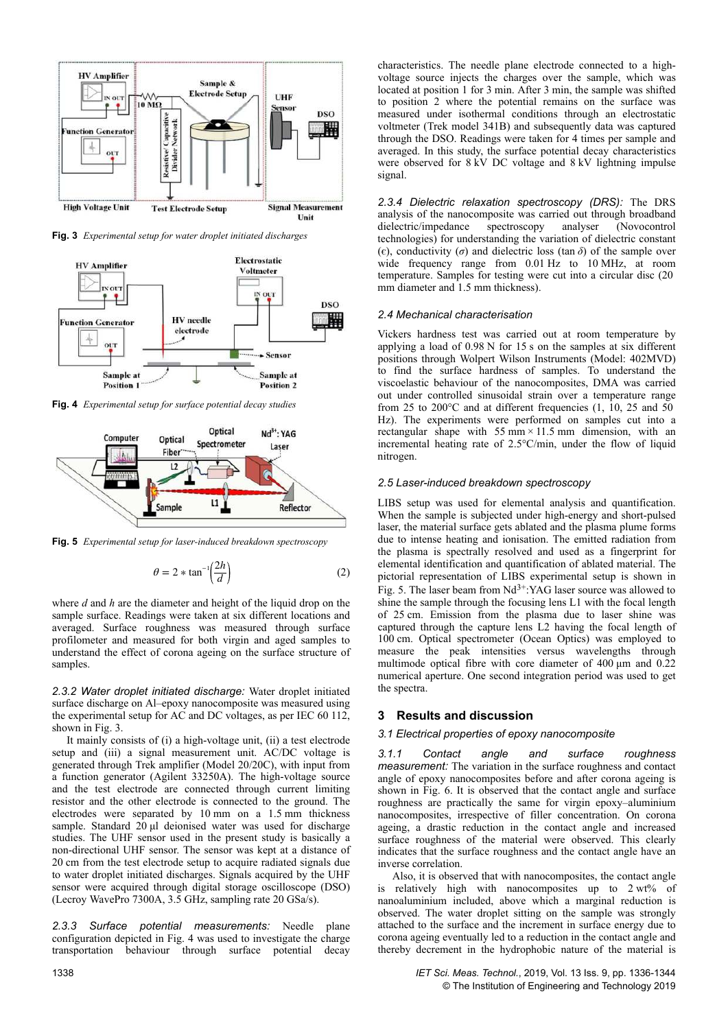**Fig. 3** *Experimental setup for water droplet initiated discharges*

**Fig. 4** *Experimental setup for surface potential decay studies*

**Fig. 5** *Experimental setup for laser-induced breakdown spectroscopy*

$$\theta = 2 * \tan^{-1}\left(\frac{2h}{d}\right) \tag{2}$$

where $d$ and $h$ are the diameter and height of the liquid drop on the sample surface. Readings were taken at six different locations and averaged. Surface roughness was measured through surface profilometer and measured for both virgin and aged samples to understand the effect of corona ageing on the surface structure of samples.

*2.3.2 Water droplet initiated discharge:* Water droplet initiated surface discharge on Al–epoxy nanocomposite was measured using the experimental setup for AC and DC voltages, as per IEC 60 112, shown in Fig. 3.

It mainly consists of (i) a high-voltage unit, (ii) a test electrode setup and (iii) a signal measurement unit. AC/DC voltage is generated through Trek amplifier (Model 20/20C), with input from a function generator (Agilent 33250A). The high-voltage source and the test electrode are connected through current limiting resistor and the other electrode is connected to the ground. The electrodes were separated by 10 mm on a 1.5 mm thickness sample. Standard 20 µl deionised water was used for discharge studies. The UHF sensor used in the present study is basically a non-directional UHF sensor. The sensor was kept at a distance of 20 cm from the test electrode setup to acquire radiated signals due to water droplet initiated discharges. Signals acquired by the UHF sensor were acquired through digital storage oscilloscope (DSO) (Lecroy WavePro 7300A, 3.5 GHz, sampling rate 20 GSa/s).

*2.3.3 Surface potential measurements:* Needle plane configuration depicted in Fig. 4 was used to investigate the charge transportation behaviour through surface potential decay characteristics. The needle plane electrode connected to a high-voltage source injects the charges over the sample, which was located at position 1 for 3 min. After 3 min, the sample was shifted to position 2 where the potential remains on the surface was measured under isothermal conditions through an electrostatic voltmeter (Trek model 341B) and subsequently data was captured through the DSO. Readings were taken for 4 times per sample and averaged. In this study, the surface potential decay characteristics were observed for 8 kV DC voltage and 8 kV lightning impulse signal.

*2.3.4 Dielectric relaxation spectroscopy (DRS):* The DRS analysis of the nanocomposite was carried out through broadband dielectric/impedance spectroscopy analyser (Novocontrol technologies) for understanding the variation of dielectric constant ($\epsilon$), conductivity ($\sigma$) and dielectric loss ($\tan \delta$) of the sample over wide frequency range from 0.01 Hz to 10 MHz, at room temperature. Samples for testing were cut into a circular disc (20 mm diameter and 1.5 mm thickness).

### 2.4 Mechanical characterisation

Vickers hardness test was carried out at room temperature by applying a load of 0.98 N for 15 s on the samples at six different positions through Wolpert Wilson Instruments (Model: 402MVD) to find the surface hardness of samples. To understand the viscoelastic behaviour of the nanocomposites, DMA was carried out under controlled sinusoidal strain over a temperature range from 25 to 200°C and at different frequencies (1, 10, 25 and 50 Hz). The experiments were performed on samples cut into a rectangular shape with 55 mm × 11.5 mm dimension, with an incremental heating rate of 2.5°C/min, under the flow of liquid nitrogen.

### 2.5 Laser-induced breakdown spectroscopy

LIBS setup was used for elemental analysis and quantification. When the sample is subjected under high-energy and short-pulsed laser, the material surface gets ablated and the plasma plume forms due to intense heating and ionisation. The emitted radiation from the plasma is spectrally resolved and used as a fingerprint for elemental identification and quantification of ablated material. The pictorial representation of LIBS experimental setup is shown in Fig. 5. The laser beam from $Nd^{3+}$:YAG laser source was allowed to shine the sample through the focusing lens L1 with the focal length of 25 cm. Emission from the plasma due to laser shine was captured through the capture lens L2 having the focal length of 100 cm. Optical spectrometer (Ocean Optics) was employed to measure the peak intensities versus wavelengths through multimode optical fibre with core diameter of 400 µm and 0.22 numerical aperture. One second integration period was used to get the spectra.

## 3 Results and discussion

### 3.1 Electrical properties of epoxy nanocomposite

*3.1.1 Contact angle and surface roughness measurement:* The variation in the surface roughness and contact angle of epoxy nanocomposites before and after corona ageing is shown in Fig. 6. It is observed that the contact angle and surface roughness are practically the same for virgin epoxy–aluminium nanocomposites, irrespective of filler concentration. On corona ageing, a drastic reduction in the contact angle and increased surface roughness of the material were observed. This clearly indicates that the surface roughness and the contact angle have an inverse correlation.

Also, it is observed that with nanocomposites, the contact angle is relatively high with nanocomposites up to 2 wt% of nanoaluminium included, above which a marginal reduction is observed. The water droplet sitting on the sample was strongly attached to the surface and the increment in surface energy due to corona ageing eventually led to a reduction in the contact angle and thereby decrement in the hydrophobic nature of the material is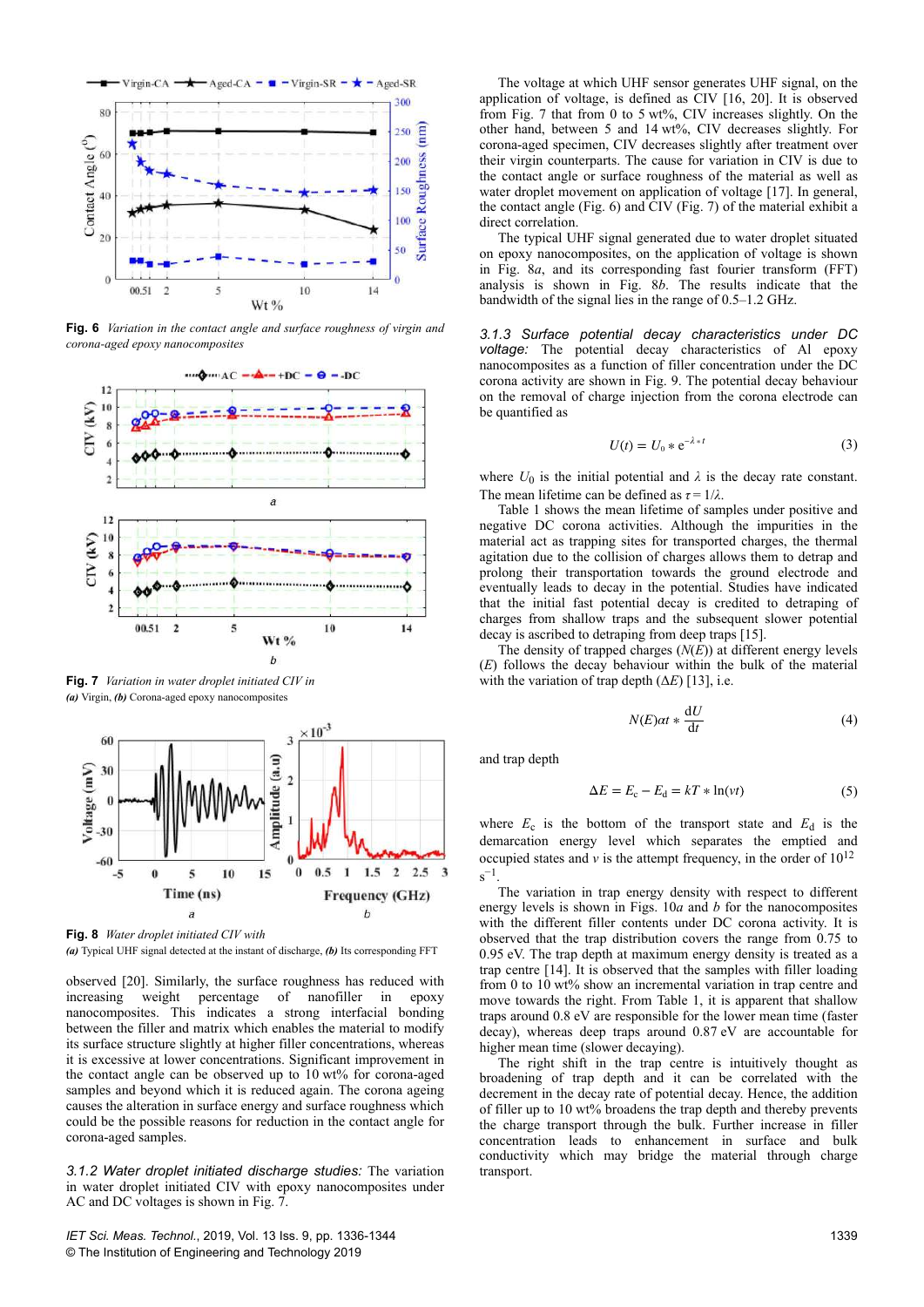Fig. 6 *Variation in the contact angle and surface roughness of virgin and corona-aged epoxy nanocomposites*

Fig. 7 *Variation in water droplet initiated CIV in*
***(a)*** Virgin, ***(b)*** Corona-aged epoxy nanocomposites

Fig. 8 *Water droplet initiated CIV with*
***(a)*** Typical UHF signal detected at the instant of discharge, ***(b)*** Its corresponding FFT

observed [20]. Similarly, the surface roughness has reduced with increasing weight percentage of nanofiller in epoxy nanocomposites. This indicates a strong interfacial bonding between the filler and matrix which enables the material to modify its surface structure slightly at higher filler concentrations, whereas it is excessive at lower concentrations. Significant improvement in the contact angle can be observed up to 10 wt% for corona-aged samples and beyond which it is reduced again. The corona ageing causes the alteration in surface energy and surface roughness which could be the possible reasons for reduction in the contact angle for corona-aged samples.

*3.1.2 Water droplet initiated discharge studies:* The variation in water droplet initiated CIV with epoxy nanocomposites under AC and DC voltages is shown in Fig. 7.

The voltage at which UHF sensor generates UHF signal, on the application of voltage, is defined as CIV [16, 20]. It is observed from Fig. 7 that from 0 to 5 wt%, CIV increases slightly. On the other hand, between 5 and 14 wt%, CIV decreases slightly. For corona-aged specimen, CIV decreases slightly after treatment over their virgin counterparts. The cause for variation in CIV is due to the contact angle or surface roughness of the material as well as water droplet movement on application of voltage [17]. In general, the contact angle (Fig. 6) and CIV (Fig. 7) of the material exhibit a direct correlation.

The typical UHF signal generated due to water droplet situated on epoxy nanocomposites, on the application of voltage is shown in Fig. 8*a*, and its corresponding fast fourier transform (FFT) analysis is shown in Fig. 8*b*. The results indicate that the bandwidth of the signal lies in the range of 0.5–1.2 GHz.

*3.1.3 Surface potential decay characteristics under DC voltage:* The potential decay characteristics of Al epoxy nanocomposites as a function of filler concentration under the DC corona activity are shown in Fig. 9. The potential decay behaviour on the removal of charge injection from the corona electrode can be quantified as

$$U(t) = U_0 * e^{-\lambda * t} \tag{3}$$

where $U_0$ is the initial potential and $\lambda$ is the decay rate constant. The mean lifetime can be defined as $\tau = 1/\lambda$.

Table 1 shows the mean lifetime of samples under positive and negative DC corona activities. Although the impurities in the material act as trapping sites for transported charges, the thermal agitation due to the collision of charges allows them to detrap and prolong their transportation towards the ground electrode and eventually leads to decay in the potential. Studies have indicated that the initial fast potential decay is credited to detraping of charges from shallow traps and the subsequent slower potential decay is ascribed to detraping from deep traps [15].

The density of trapped charges ($N(E)$) at different energy levels ($E$) follows the decay behaviour within the bulk of the material with the variation of trap depth ($\Delta E$) [13], i.e.

$$N(E) \alpha t * \frac{dU}{dt} \tag{4}$$

and trap depth

$$\Delta E = E_c - E_d = kT * \ln(\nu t) \tag{5}$$

where $E_c$ is the bottom of the transport state and $E_d$ is the demarcation energy level which separates the emptied and occupied states and $\nu$ is the attempt frequency, in the order of $10^{12}$ $s^{-1}$.

The variation in trap energy density with respect to different energy levels is shown in Figs. 10*a* and *b* for the nanocomposites with the different filler contents under DC corona activity. It is observed that the trap distribution covers the range from 0.75 to 0.95 eV. The trap depth at maximum energy density is treated as a trap centre [14]. It is observed that the samples with filler loading from 0 to 10 wt% show an incremental variation in trap centre and move towards the right. From Table 1, it is apparent that shallow traps around 0.8 eV are responsible for the lower mean time (faster decay), whereas deep traps around 0.87 eV are accountable for higher mean time (slower decaying).

The right shift in the trap centre is intuitively thought as broadening of trap depth and it can be correlated with the decrement in the decay rate of potential decay. Hence, the addition of filler up to 10 wt% broadens the trap depth and thereby prevents the charge transport through the bulk. Further increase in filler concentration leads to enhancement in surface and bulk conductivity which may bridge the material through charge transport.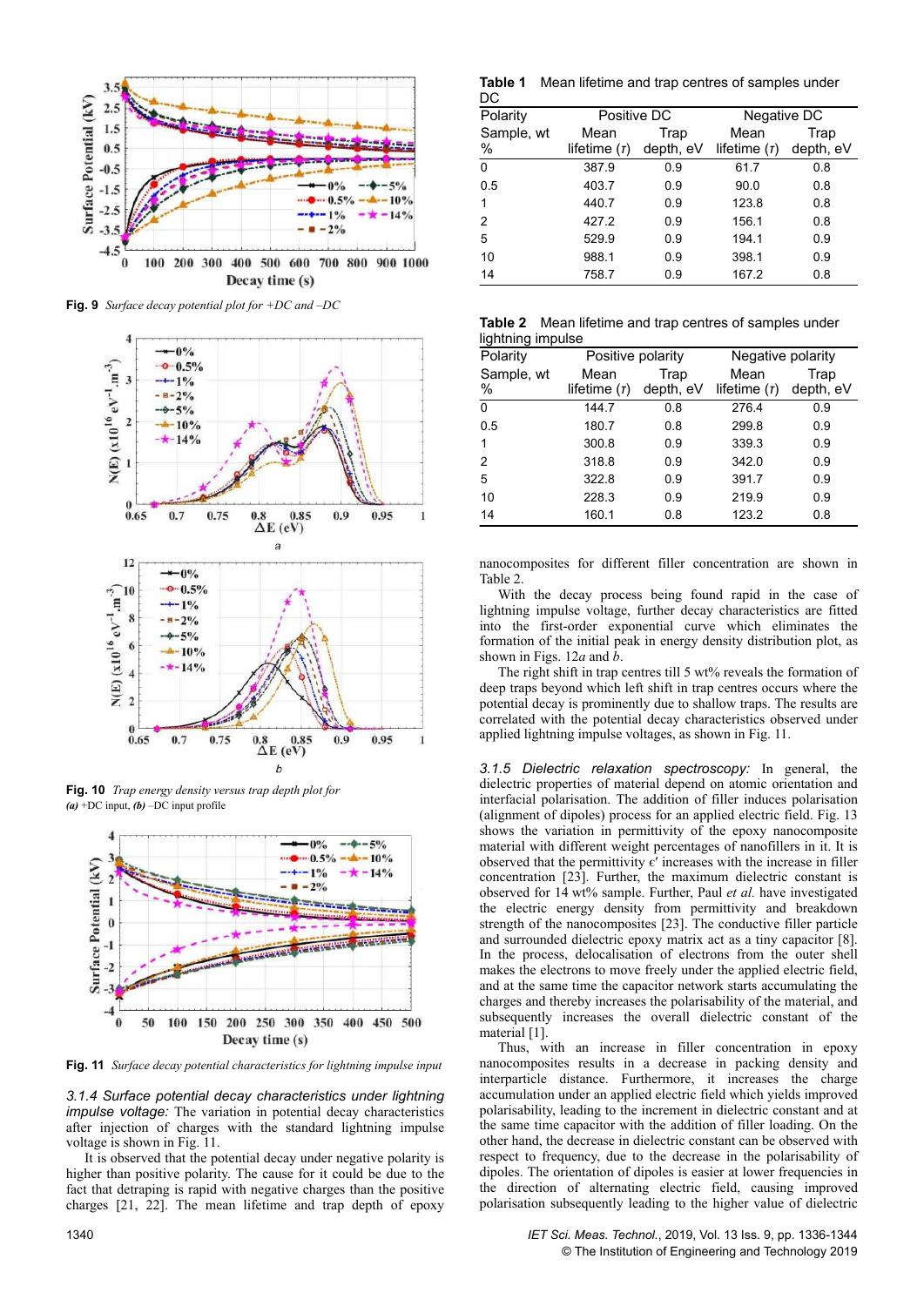Fig. 9 *Surface decay potential plot for +DC and –DC*

Fig. 10 *Trap energy density versus trap depth plot for* *(a)* +DC input, *(b)* –DC input profile

Fig. 11 *Surface decay potential characteristics for lightning impulse input*

*3.1.4 Surface potential decay characteristics under lightning impulse voltage:* The variation in potential decay characteristics after injection of charges with the standard lightning impulse voltage is shown in Fig. 11.

It is observed that the potential decay under negative polarity is higher than positive polarity. The cause for it could be due to the fact that detraping is rapid with negative charges than the positive charges [21, 22]. The mean lifetime and trap depth of epoxy nanocomposites for different filler concentration are shown in Table 2.

With the decay process being found rapid in the case of lightning impulse voltage, further decay characteristics are fitted into the first-order exponential curve which eliminates the formation of the initial peak in energy density distribution plot, as shown in Figs. 12*a* and *b*.

The right shift in trap centres till 5 wt% reveals the formation of deep traps beyond which left shift in trap centres occurs where the potential decay is prominently due to shallow traps. The results are correlated with the potential decay characteristics observed under applied lightning impulse voltages, as shown in Fig. 11.

**Table 1** Mean lifetime and trap centres of samples under DC

| Polarity | Positive DC | | Negative DC | |
|---|---|---|---|---|
| Sample, wt % | Mean lifetime ($\tau$) | Trap depth, eV | Mean lifetime ($\tau$) | Trap depth, eV |
| 0 | 387.9 | 0.9 | 61.7 | 0.8 |
| 0.5 | 403.7 | 0.9 | 90.0 | 0.8 |
| 1 | 440.7 | 0.9 | 123.8 | 0.8 |
| 2 | 427.2 | 0.9 | 156.1 | 0.8 |
| 5 | 529.9 | 0.9 | 194.1 | 0.9 |
| 10 | 988.1 | 0.9 | 398.1 | 0.9 |
| 14 | 758.7 | 0.9 | 167.2 | 0.8 |

**Table 2** Mean lifetime and trap centres of samples under lightning impulse

| Polarity | Positive polarity | | Negative polarity | |
|---|---|---|---|---|
| Sample, wt % | Mean lifetime ($\tau$) | Trap depth, eV | Mean lifetime ($\tau$) | Trap depth, eV |
| 0 | 144.7 | 0.8 | 276.4 | 0.9 |
| 0.5 | 180.7 | 0.8 | 299.8 | 0.9 |
| 1 | 300.8 | 0.9 | 339.3 | 0.9 |
| 2 | 318.8 | 0.9 | 342.0 | 0.9 |
| 5 | 322.8 | 0.9 | 391.7 | 0.9 |
| 10 | 228.3 | 0.9 | 219.9 | 0.9 |
| 14 | 160.1 | 0.8 | 123.2 | 0.8 |

*3.1.5 Dielectric relaxation spectroscopy:* In general, the dielectric properties of material depend on atomic orientation and interfacial polarisation. The addition of filler induces polarisation (alignment of dipoles) process for an applied electric field. Fig. 13 shows the variation in permittivity of the epoxy nanocomposite material with different weight percentages of nanofillers in it. It is observed that the permittivity $\epsilon'$ increases with the increase in filler concentration [23]. Further, the maximum dielectric constant is observed for 14 wt% sample. Further, Paul *et al.* have investigated the electric energy density from permittivity and breakdown strength of the nanocomposites [23]. The conductive filler particle and surrounded dielectric epoxy matrix act as a tiny capacitor [8]. In the process, delocalisation of electrons from the outer shell makes the electrons to move freely under the applied electric field, and at the same time the capacitor network starts accumulating the charges and thereby increases the polarisability of the material, and subsequently increases the overall dielectric constant of the material [1].

Thus, with an increase in filler concentration in epoxy nanocomposites results in a decrease in packing density and interparticle distance. Furthermore, it increases the charge accumulation under an applied electric field which yields improved polarisability, leading to the increment in dielectric constant and at the same time capacitor with the addition of filler loading. On the other hand, the decrease in dielectric constant can be observed with respect to frequency, due to the decrease in the polarisability of dipoles. The orientation of dipoles is easier at lower frequencies in the direction of alternating electric field, causing improved polarisation subsequently leading to the higher value of dielectric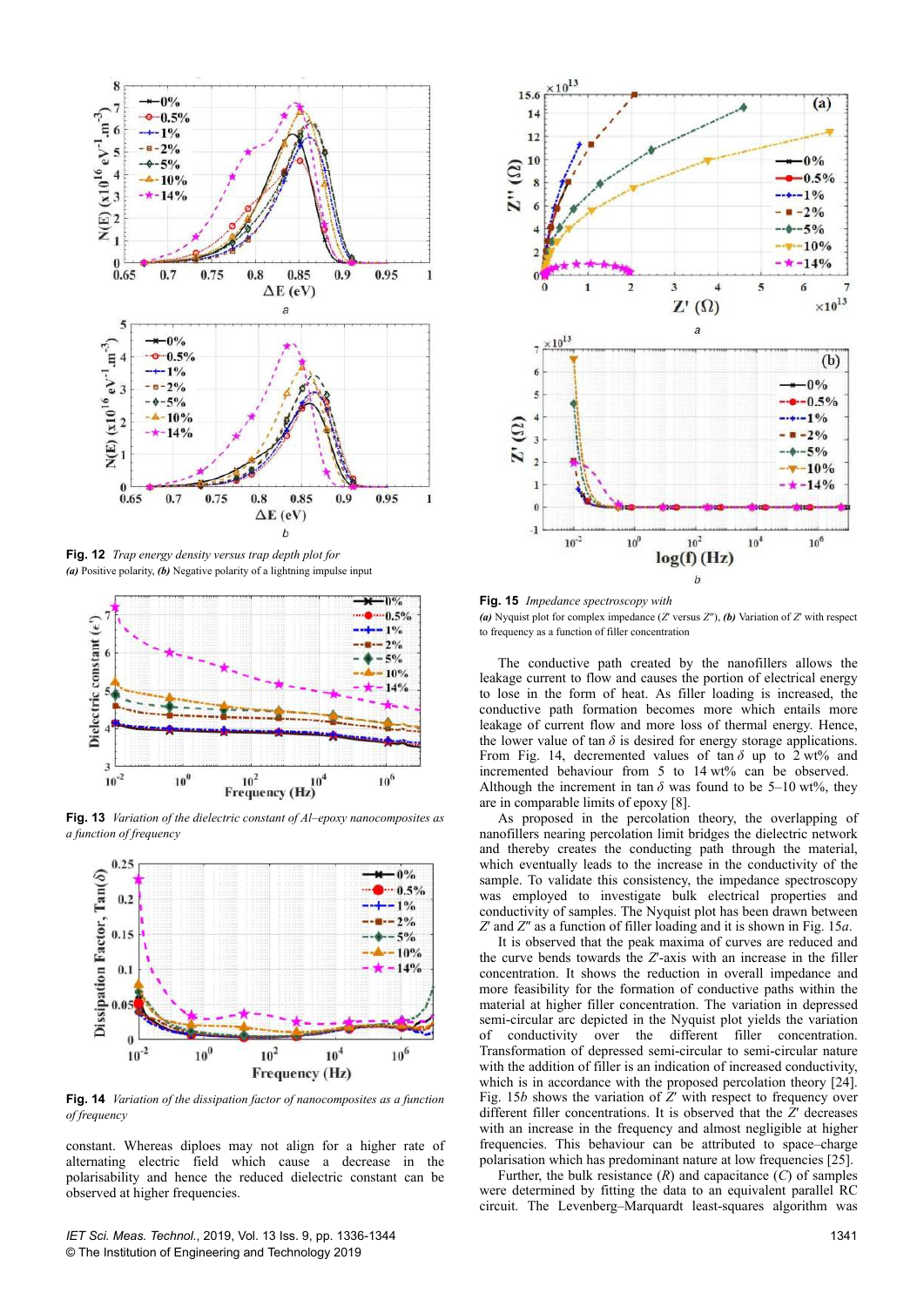**Fig. 12** *Trap energy density versus trap depth plot for*
***(a)*** Positive polarity, ***(b)*** Negative polarity of a lightning impulse input

**Fig. 13** *Variation of the dielectric constant of Al–epoxy nanocomposites as a function of frequency*

**Fig. 14** *Variation of the dissipation factor of nanocomposites as a function of frequency*

constant. Whereas diploes may not align for a higher rate of alternating electric field which cause a decrease in the polarisability and hence the reduced dielectric constant can be observed at higher frequencies.

**Fig. 15** *Impedance spectroscopy with*
***(a)*** Nyquist plot for complex impedance ($Z'$ versus $Z''$), ***(b)*** Variation of $Z'$ with respect to frequency as a function of filler concentration

The conductive path created by the nanofillers allows the leakage current to flow and causes the portion of electrical energy to lose in the form of heat. As filler loading is increased, the conductive path formation becomes more which entails more leakage of current flow and more loss of thermal energy. Hence, the lower value of tan $\delta$ is desired for energy storage applications. From Fig. 14, decremented values of tan $\delta$ up to 2 wt% and incremented behaviour from 5 to 14 wt% can be observed. Although the increment in tan $\delta$ was found to be 5–10 wt%, they are in comparable limits of epoxy [8].

As proposed in the percolation theory, the overlapping of nanofillers nearing percolation limit bridges the dielectric network and thereby creates the conducting path through the material, which eventually leads to the increase in the conductivity of the sample. To validate this consistency, the impedance spectroscopy was employed to investigate bulk electrical properties and conductivity of samples. The Nyquist plot has been drawn between $Z'$ and $Z''$ as a function of filler loading and it is shown in Fig. 15*a*.

It is observed that the peak maxima of curves are reduced and the curve bends towards the $Z'$-axis with an increase in the filler concentration. It shows the reduction in overall impedance and more feasibility for the formation of conductive paths within the material at higher filler concentration. The variation in depressed semi-circular arc depicted in the Nyquist plot yields the variation of conductivity over the different filler concentration. Transformation of depressed semi-circular to semi-circular nature with the addition of filler is an indication of increased conductivity, which is in accordance with the proposed percolation theory [24]. Fig. 15*b* shows the variation of $Z'$ with respect to frequency over different filler concentrations. It is observed that the $Z'$ decreases with an increase in the frequency and almost negligible at higher frequencies. This behaviour can be attributed to space–charge polarisation which has predominant nature at low frequencies [25].

Further, the bulk resistance ($R$) and capacitance ($C$) of samples were determined by fitting the data to an equivalent parallel RC circuit. The Levenberg–Marquardt least-squares algorithm was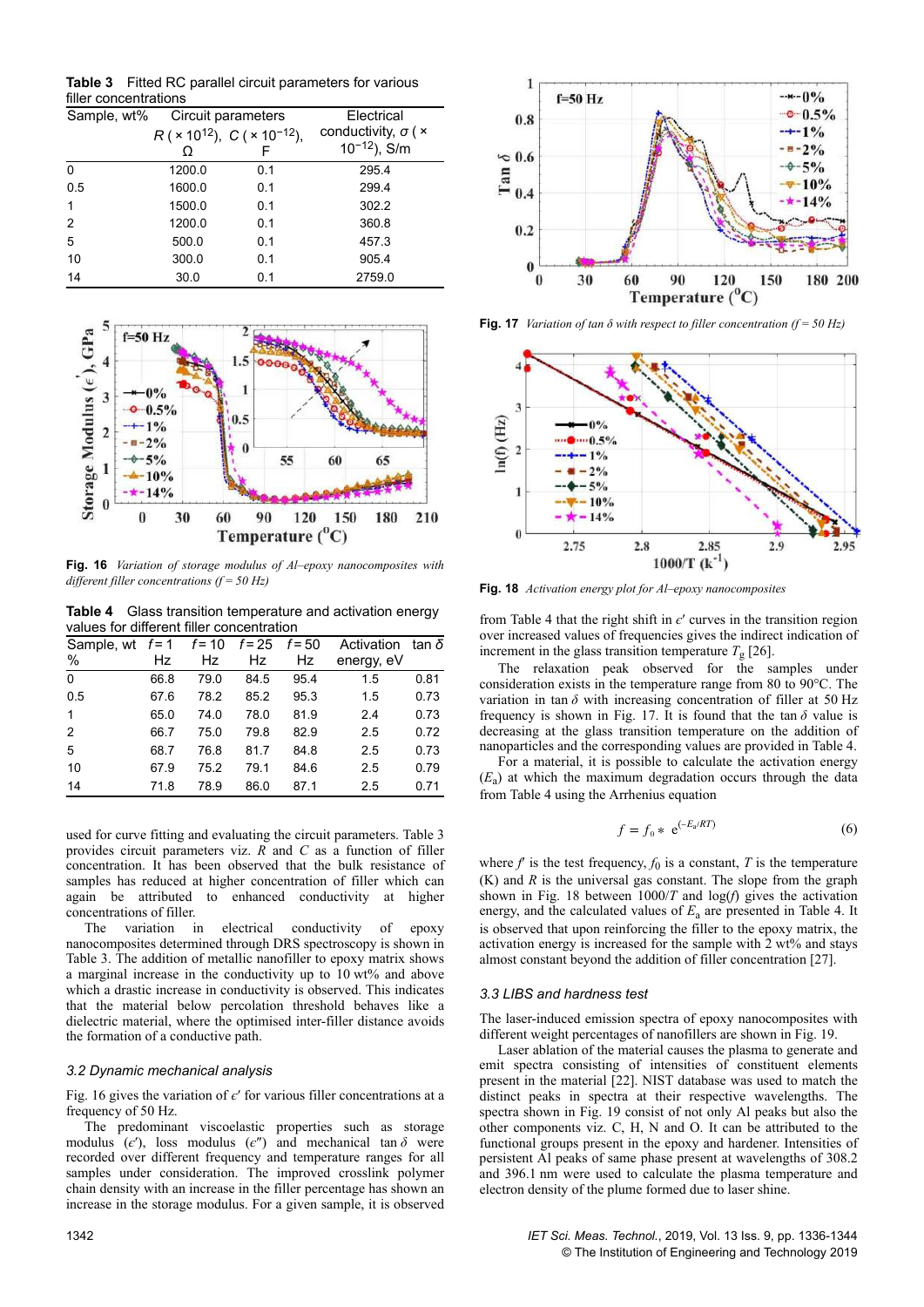**Table 3** Fitted RC parallel circuit parameters for various filler concentrations

| Sample, wt% | Circuit parameters | | Electrical conductivity, $\sigma$ ($\times 10^{-12}$), S/m |
|---|---|---|---|
| | $R$ ($\times 10^{12}$), Ω | $C$ ($\times 10^{-12}$), F | |
| 0 | 1200.0 | 0.1 | 295.4 |
| 0.5 | 1600.0 | 0.1 | 299.4 |
| 1 | 1500.0 | 0.1 | 302.2 |
| 2 | 1200.0 | 0.1 | 360.8 |
| 5 | 500.0 | 0.1 | 457.3 |
| 10 | 300.0 | 0.1 | 905.4 |
| 14 | 30.0 | 0.1 | 2759.0 |

**Fig. 16** *Variation of storage modulus of Al–epoxy nanocomposites with different filler concentrations (f = 50 Hz)*

**Table 4** Glass transition temperature and activation energy values for different filler concentration

| Sample, wt % | $f$ = 1 Hz | $f$ = 10 Hz | $f$ = 25 Hz | $f$ = 50 Hz | Activation energy, eV | tan $\delta$ |
|---|---|---|---|---|---|---|
| 0 | 66.8 | 79.0 | 84.5 | 95.4 | 1.5 | 0.81 |
| 0.5 | 67.6 | 78.2 | 85.2 | 95.3 | 1.5 | 0.73 |
| 1 | 65.0 | 74.0 | 78.0 | 81.9 | 2.4 | 0.73 |
| 2 | 66.7 | 75.0 | 79.8 | 82.9 | 2.5 | 0.72 |
| 5 | 68.7 | 76.8 | 81.7 | 84.8 | 2.5 | 0.73 |
| 10 | 67.9 | 75.2 | 79.1 | 84.6 | 2.5 | 0.79 |
| 14 | 71.8 | 78.9 | 86.0 | 87.1 | 2.5 | 0.71 |

used for curve fitting and evaluating the circuit parameters. Table 3 provides circuit parameters viz. $R$ and $C$ as a function of filler concentration. It has been observed that the bulk resistance of samples has reduced at higher concentration of filler which can again be attributed to enhanced conductivity at higher concentrations of filler.

The variation in electrical conductivity of epoxy nanocomposites determined through DRS spectroscopy is shown in Table 3. The addition of metallic nanofiller to epoxy matrix shows a marginal increase in the conductivity up to 10 wt% and above which a drastic increase in conductivity is observed. This indicates that the material below percolation threshold behaves like a dielectric material, where the optimised inter-filler distance avoids the formation of a conductive path.

### 3.2 Dynamic mechanical analysis

Fig. 16 gives the variation of $\epsilon'$ for various filler concentrations at a frequency of 50 Hz.

The predominant viscoelastic properties such as storage modulus ($\epsilon'$), loss modulus ($\epsilon''$) and mechanical tan $\delta$ were recorded over different frequency and temperature ranges for all samples under consideration. The improved crosslink polymer chain density with an increase in the filler percentage has shown an increase in the storage modulus. For a given sample, it is observed from Table 4 that the right shift in $\epsilon'$ curves in the transition region over increased values of frequencies gives the indirect indication of increment in the glass transition temperature $T_g$ [26].

The relaxation peak observed for the samples under consideration exists in the temperature range from 80 to 90°C. The variation in tan $\delta$ with increasing concentration of filler at 50 Hz frequency is shown in Fig. 17. It is found that the tan $\delta$ value is decreasing at the glass transition temperature on the addition of nanoparticles and the corresponding values are provided in Table 4.

For a material, it is possible to calculate the activation energy ($E_a$) at which the maximum degradation occurs through the data from Table 4 using the Arrhenius equation

$$f = f_0 * e^{(-E_a/RT)} \tag{6}$$

where $f$ is the test frequency, $f_0$ is a constant, $T$ is the temperature (K) and $R$ is the universal gas constant. The slope from the graph shown in Fig. 18 between $1000/T$ and log($f$) gives the activation energy, and the calculated values of $E_a$ are presented in Table 4. It is observed that upon reinforcing the filler to the epoxy matrix, the activation energy is increased for the sample with 2 wt% and stays almost constant beyond the addition of filler concentration [27].

**Fig. 17** *Variation of tan δ with respect to filler concentration (f = 50 Hz)*

**Fig. 18** *Activation energy plot for Al–epoxy nanocomposites*

### 3.3 LIBS and hardness test

The laser-induced emission spectra of epoxy nanocomposites with different weight percentages of nanofillers are shown in Fig. 19.

Laser ablation of the material causes the plasma to generate and emit spectra consisting of intensities of constituent elements present in the material [22]. NIST database was used to match the distinct peaks in spectra at their respective wavelengths. The spectra shown in Fig. 19 consist of not only Al peaks but also the other components viz. C, H, N and O. It can be attributed to the functional groups present in the epoxy and hardener. Intensities of persistent Al peaks of same phase present at wavelengths of 308.2 and 396.1 nm were used to calculate the plasma temperature and electron density of the plume formed due to laser shine.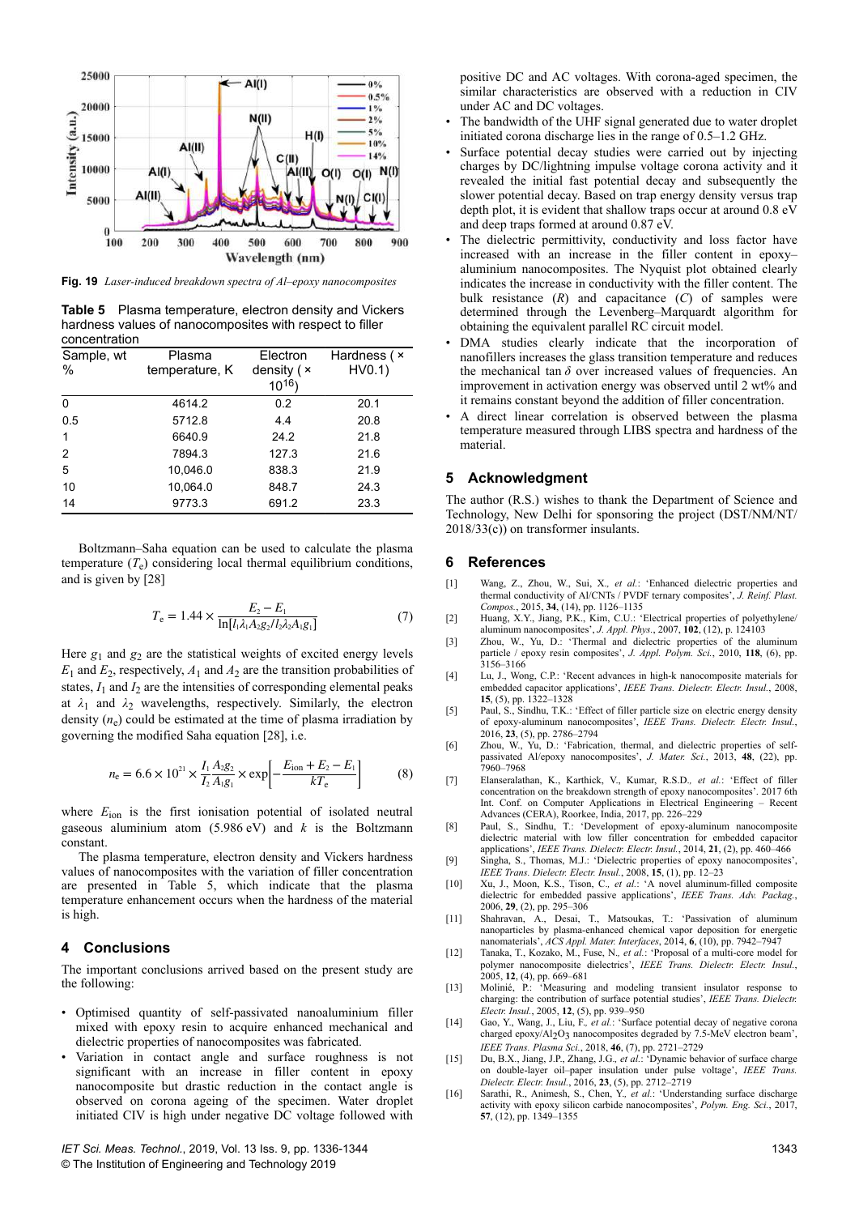Fig. 19 *Laser-induced breakdown spectra of Al–epoxy nanocomposites*

**Table 5** Plasma temperature, electron density and Vickers hardness values of nanocomposites with respect to filler concentration

| Sample, wt % | Plasma temperature, K | Electron density ( × $10^{16}$) | Hardness ( × HV0.1) |
|---|---|---|---|
| 0 | 4614.2 | 0.2 | 20.1 |
| 0.5 | 5712.8 | 4.4 | 20.8 |
| 1 | 6640.9 | 24.2 | 21.8 |
| 2 | 7894.3 | 127.3 | 21.6 |
| 5 | 10,046.0 | 838.3 | 21.9 |
| 10 | 10,064.0 | 848.7 | 24.3 |
| 14 | 9773.3 | 691.2 | 23.3 |

Boltzmann–Saha equation can be used to calculate the plasma temperature ($T_e$) considering local thermal equilibrium conditions, and is given by [28]

$$T_e = 1.44 \times \frac{E_2 - E_1}{\ln[I_1 \lambda_1 A_2 g_2 / I_2 \lambda_2 A_1 g_1]} \tag{7}$$

Here $g_1$ and $g_2$ are the statistical weights of excited energy levels $E_1$ and $E_2$, respectively, $A_1$ and $A_2$ are the transition probabilities of states, $I_1$ and $I_2$ are the intensities of corresponding elemental peaks at $\lambda_1$ and $\lambda_2$ wavelengths, respectively. Similarly, the electron density ($n_e$) could be estimated at the time of plasma irradiation by governing the modified Saha equation [28], i.e.

$$n_e = 6.6 \times 10^{21} \times \frac{I_1}{I_2} \frac{A_2 g_2}{A_1 g_1} \times \exp\left[-\frac{E_{\text{ion}} + E_2 - E_1}{kT_e}\right] \tag{8}$$

where $E_{\text{ion}}$ is the first ionisation potential of isolated neutral gaseous aluminium atom (5.986 eV) and $k$ is the Boltzmann constant.

The plasma temperature, electron density and Vickers hardness values of nanocomposites with the variation of filler concentration are presented in Table 5, which indicate that the plasma temperature enhancement occurs when the hardness of the material is high.

## 4 Conclusions

The important conclusions arrived based on the present study are the following:

- Optimised quantity of self-passivated nanoaluminium filler mixed with epoxy resin to acquire enhanced mechanical and dielectric properties of nanocomposites was fabricated.
- Variation in contact angle and surface roughness is not significant with an increase in filler content in epoxy nanocomposite but drastic reduction in the contact angle is observed on corona ageing of the specimen. Water droplet initiated CIV is high under negative DC voltage followed with positive DC and AC voltages. With corona-aged specimen, the similar characteristics are observed with a reduction in CIV under AC and DC voltages.
- The bandwidth of the UHF signal generated due to water droplet initiated corona discharge lies in the range of 0.5–1.2 GHz.
- Surface potential decay studies were carried out by injecting charges by DC/lightning impulse voltage corona activity and it revealed the initial fast potential decay and subsequently the slower potential decay. Based on trap energy density versus trap depth plot, it is evident that shallow traps occur at around 0.8 eV and deep traps formed at around 0.87 eV.
- The dielectric permittivity, conductivity and loss factor have increased with an increase in the filler content in epoxy–aluminium nanocomposites. The Nyquist plot obtained clearly indicates the increase in conductivity with the filler content. The bulk resistance ($R$) and capacitance ($C$) of samples were determined through the Levenberg–Marquardt algorithm for obtaining the equivalent parallel RC circuit model.
- DMA studies clearly indicate that the incorporation of nanofillers increases the glass transition temperature and reduces the mechanical tan $\delta$ over increased values of frequencies. An improvement in activation energy was observed until 2 wt% and it remains constant beyond the addition of filler concentration.
- A direct linear correlation is observed between the plasma temperature measured through LIBS spectra and hardness of the material.

## 5 Acknowledgment

The author (R.S.) wishes to thank the Department of Science and Technology, New Delhi for sponsoring the project (DST/NM/NT/2018/33(c)) on transformer insulants.

## 6 References

[1] Wang, Z., Zhou, W., Sui, X., *et al.*: 'Enhanced dielectric properties and thermal conductivity of Al/CNTs / PVDF ternary composites', *J. Reinf. Plast. Compos.*, 2015, **34**, (14), pp. 1126–1135

[2] Huang, X.Y., Jiang, P.K., Kim, C.U.: 'Electrical properties of polyethylene/aluminum nanocomposites', *J. Appl. Phys.*, 2007, **102**, (12), p. 124103

[3] Zhou, W., Yu, D.: 'Thermal and dielectric properties of the aluminum particle / epoxy resin composites', *J. Appl. Polym. Sci.*, 2010, **118**, (6), pp. 3156–3166

[4] Lu, J., Wong, C.P.: 'Recent advances in high-k nanocomposite materials for embedded capacitor applications', *IEEE Trans. Dielectr. Electr. Insul.*, 2008, **15**, (5), pp. 1322–1328

[5] Paul, S., Sindhu, T.K.: 'Effect of filler particle size on electric energy density of epoxy-aluminum nanocomposites', *IEEE Trans. Dielectr. Electr. Insul.*, 2016, **23**, (5), pp. 2786–2794

[6] Zhou, W., Yu, D.: 'Fabrication, thermal, and dielectric properties of self-passivated Al/epoxy nanocomposites', *J. Mater. Sci.*, 2013, **48**, (22), pp. 7960–7968

[7] Elanseralathan, K., Karthick, V., Kumar, R.S.D., *et al.*: 'Effect of filler concentration on the breakdown strength of epoxy nanocomposites'. 2017 6th Int. Conf. on Computer Applications in Electrical Engineering – Recent Advances (CERA), Roorkee, India, 2017, pp. 226–229

[8] Paul, S., Sindhu, T.: 'Development of epoxy-aluminum nanocomposite dielectric material with low filler concentration for embedded capacitor applications', *IEEE Trans. Dielectr. Electr. Insul.*, 2014, **21**, (2), pp. 460–466

[9] Singha, S., Thomas, M.J.: 'Dielectric properties of epoxy nanocomposites', *IEEE Trans. Dielectr. Electr. Insul.*, 2008, **15**, (1), pp. 12–23

[10] Xu, J., Moon, K.S., Tison, C., *et al.*: 'A novel aluminum-filled composite dielectric for embedded passive applications', *IEEE Trans. Adv. Packag.*, 2006, **29**, (2), pp. 295–306

[11] Shahravan, A., Desai, T., Matsoukas, T.: 'Passivation of aluminum nanoparticles by plasma-enhanced chemical vapor deposition for energetic nanomaterials', *ACS Appl. Mater. Interfaces*, 2014, **6**, (10), pp. 7942–7947

[12] Tanaka, T., Kozako, M., Fuse, N., *et al.*: 'Proposal of a multi-core model for polymer nanocomposite dielectrics', *IEEE Trans. Dielectr. Electr. Insul.*, 2005, **12**, (4), pp. 669–681

[13] Molinié, P.: 'Measuring and modeling transient insulator response to charging: the contribution of surface potential studies', *IEEE Trans. Dielectr. Electr. Insul.*, 2005, **12**, (5), pp. 939–950

[14] Gao, Y., Wang, J., Liu, F., *et al.*: 'Surface potential decay of negative corona charged epoxy/$Al_2O_3$ nanocomposites degraded by 7.5-MeV electron beam', *IEEE Trans. Plasma Sci.*, 2018, **46**, (7), pp. 2721–2729

[15] Du, B.X., Jiang, J.P., Zhang, J.G., *et al.*: 'Dynamic behavior of surface charge on double-layer oil–paper insulation under pulse voltage', *IEEE Trans. Dielectr. Electr. Insul.*, 2016, **23**, (5), pp. 2712–2719

[16] Sarathi, R., Animesh, S., Chen, Y., *et al.*: 'Understanding surface discharge activity with epoxy silicon carbide nanocomposites', *Polym. Eng. Sci.*, 2017, **57**, (12), pp. 1349–1355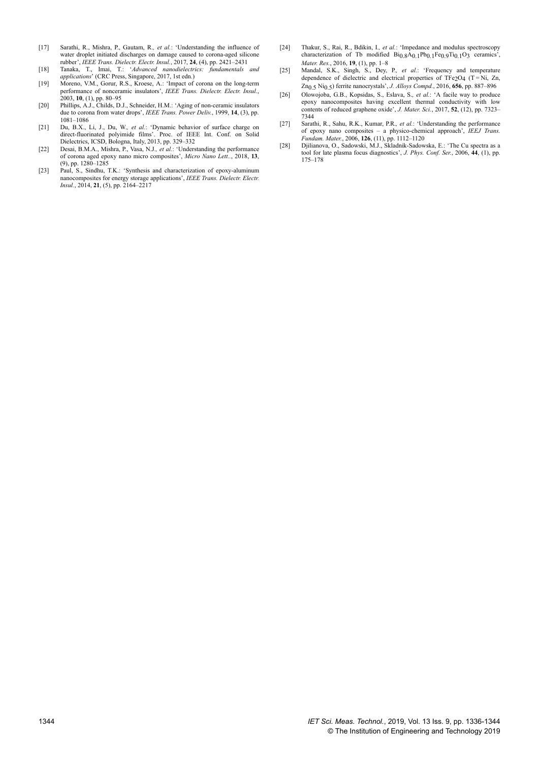[17] Sarathi, R., Mishra, P., Gautam, R., *et al.*: 'Understanding the influence of water droplet initiated discharges on damage caused to corona-aged silicone rubber', *IEEE Trans. Dielectr. Electr. Insul.*, 2017, **24**, (4), pp. 2421–2431

[18] Tanaka, T., Imai, T.: '*Advanced nanodielectrics: fundamentals and applications*' (CRC Press, Singapore, 2017, 1st edn.)

[19] Moreno, V.M., Gorur, R.S., Kroese, A.: 'Impact of corona on the long-term performance of nonceramic insulators', *IEEE Trans. Dielectr. Electr. Insul.*, 2003, **10**, (1), pp. 80–95

[20] Phillips, A.J., Childs, D.J., Schneider, H.M.: 'Aging of non-ceramic insulators due to corona from water drops', *IEEE Trans. Power Deliv.*, 1999, **14**, (3), pp. 1081–1086

[21] Du, B.X., Li, J., Du, W., *et al.*: 'Dynamic behavior of surface charge on direct-fluorinated polyimide films'. Proc. of IEEE Int. Conf. on Solid Dielectrics, ICSD, Bologna, Italy, 2013, pp. 329–332

[22] Desai, B.M.A., Mishra, P., Vasa, N.J., *et al.*: 'Understanding the performance of corona aged epoxy nano micro composites', *Micro Nano Lett..*, 2018, **13**, (9), pp. 1280–1285

[23] Paul, S., Sindhu, T.K.: 'Synthesis and characterization of epoxy-aluminum nanocomposites for energy storage applications', *IEEE Trans. Dielectr. Electr. Insul.*, 2014, **21**, (5), pp. 2164–2217

[24] Thakur, S., Rai, R., Bdikin, I., *et al.*: 'Impedance and modulus spectroscopy characterization of Tb modified $Bi_{0.8}A_{0.1}Pb_{0.1}Fe_{0.9}Ti_{0.1}O_3$ ceramics', *Mater. Res.*, 2016, **19**, (1), pp. 1–8

[25] Mandal, S.K., Singh, S., Dey, P., *et al.*: 'Frequency and temperature dependence of dielectric and electrical properties of $TFe_2O_4$ (T = Ni, Zn, $Zn_{0.5}$ $Ni_{0.5}$) ferrite nanocrystals', *J. Alloys Compd.*, 2016, **656**, pp. 887–896

[26] Olowojoba, G.B., Kopsidas, S., Eslava, S., *et al.*: 'A facile way to produce epoxy nanocomposites having excellent thermal conductivity with low contents of reduced graphene oxide', *J. Mater. Sci.*, 2017, **52**, (12), pp. 7323–7344

[27] Sarathi, R., Sahu, R.K., Kumar, P.R., *et al.*: 'Understanding the performance of epoxy nano composites – a physico-chemical approach', *IEEJ Trans. Fundam. Mater.*, 2006, **126**, (11), pp. 1112–1120

[28] Djilianova, O., Sadowski, M.J., Skladnik-Sadowska, E.: 'The Cu spectra as a tool for late plasma focus diagnostics', *J. Phys. Conf. Ser.*, 2006, **44**, (1), pp. 175–178